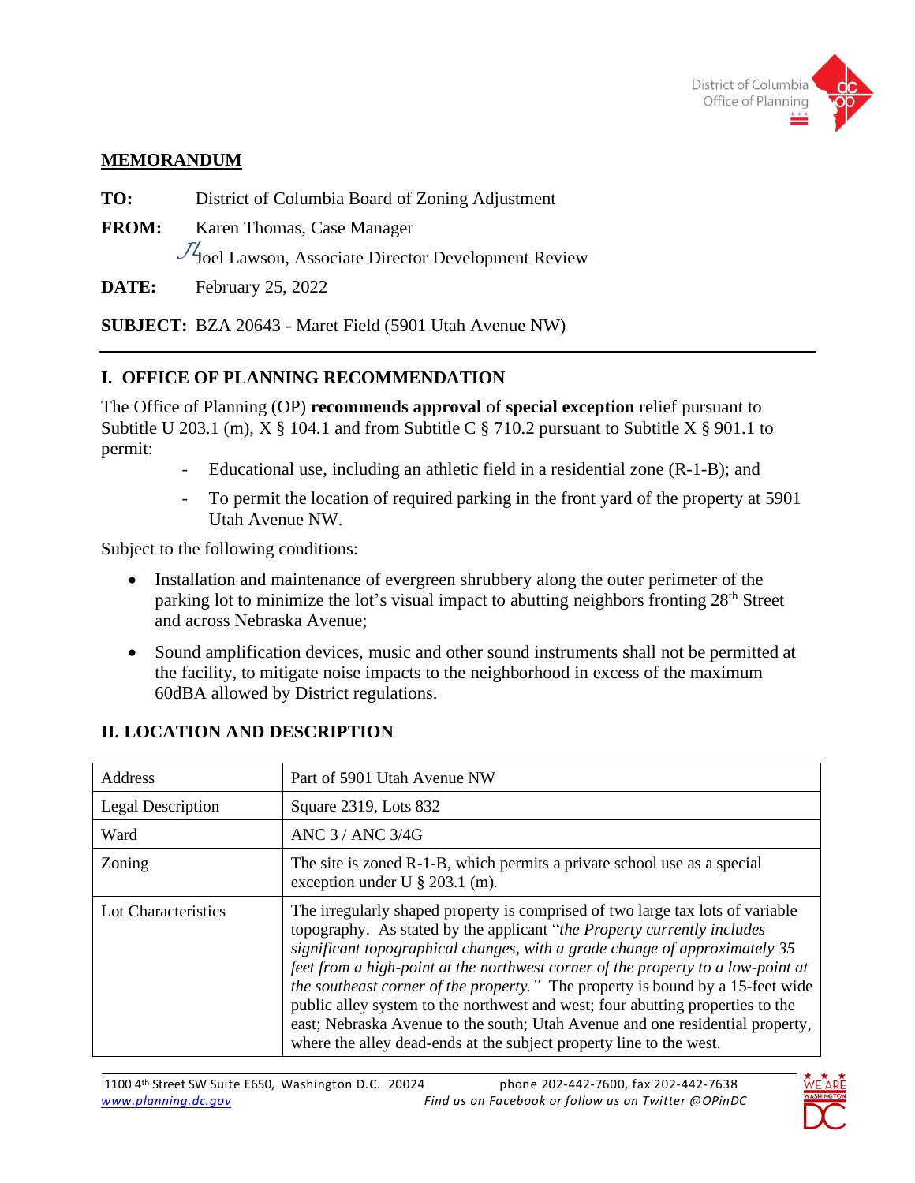District of Columbia Office of Planning

# MEMORANDUM

**TO:** District of Columbia Board of Zoning Adjustment

**FROM:** Karen Thomas, Case Manager

JL Joel Lawson, Associate Director Development Review

**DATE:** February 25, 2022

**SUBJECT:** BZA 20643 - Maret Field (5901 Utah Avenue NW)

## I. OFFICE OF PLANNING RECOMMENDATION

The Office of Planning (OP) **recommends approval** of **special exception** relief pursuant to Subtitle U 203.1 (m), X § 104.1 and from Subtitle C § 710.2 pursuant to Subtitle X § 901.1 to permit:

- Educational use, including an athletic field in a residential zone (R-1-B); and
- To permit the location of required parking in the front yard of the property at 5901 Utah Avenue NW.

Subject to the following conditions:

- Installation and maintenance of evergreen shrubbery along the outer perimeter of the parking lot to minimize the lot's visual impact to abutting neighbors fronting 28th Street and across Nebraska Avenue;
- Sound amplification devices, music and other sound instruments shall not be permitted at the facility, to mitigate noise impacts to the neighborhood in excess of the maximum 60dBA allowed by District regulations.

## II. LOCATION AND DESCRIPTION

| | |
|---|---|
| Address | Part of 5901 Utah Avenue NW |
| Legal Description | Square 2319, Lots 832 |
| Ward | ANC 3 / ANC 3/4G |
| Zoning | The site is zoned R-1-B, which permits a private school use as a special exception under U § 203.1 (m). |
| Lot Characteristics | The irregularly shaped property is comprised of two large tax lots of variable topography. As stated by the applicant "*the Property currently includes significant topographical changes, with a grade change of approximately 35 feet from a high-point at the northwest corner of the property to a low-point at the southeast corner of the property.*" The property is bound by a 15-feet wide public alley system to the northwest and west; four abutting properties to the east; Nebraska Avenue to the south; Utah Avenue and one residential property, where the alley dead-ends at the subject property line to the west. |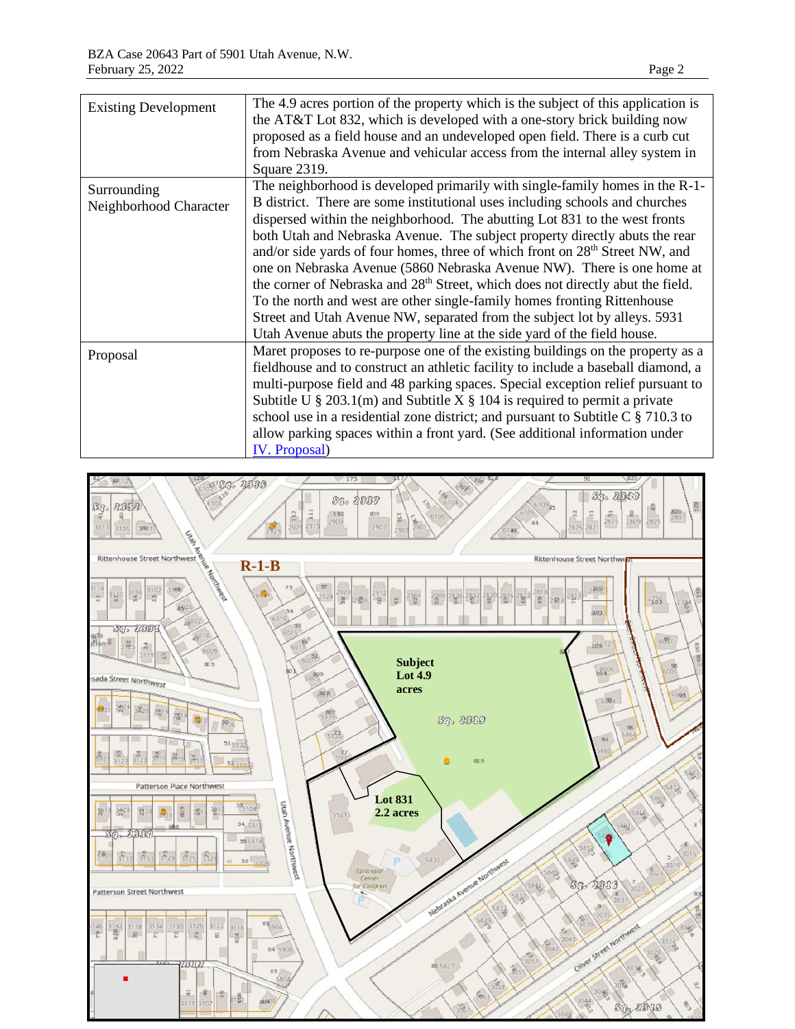| | |
|---|---|
| Existing Development | The 4.9 acres portion of the property which is the subject of this application is the AT&T Lot 832, which is developed with a one-story brick building now proposed as a field house and an undeveloped open field. There is a curb cut from Nebraska Avenue and vehicular access from the internal alley system in Square 2319. |
| Surrounding Neighborhood Character | The neighborhood is developed primarily with single-family homes in the R-1-B district. There are some institutional uses including schools and churches dispersed within the neighborhood. The abutting Lot 831 to the west fronts both Utah and Nebraska Avenue. The subject property directly abuts the rear and/or side yards of four homes, three of which front on 28th Street NW, and one on Nebraska Avenue (5860 Nebraska Avenue NW). There is one home at the corner of Nebraska and 28th Street, which does not directly abut the field. To the north and west are other single-family homes fronting Rittenhouse Street and Utah Avenue NW, separated from the subject lot by alleys. 5931 Utah Avenue abuts the property line at the side yard of the field house. |
| Proposal | Maret proposes to re-purpose one of the existing buildings on the property as a fieldhouse and to construct an athletic facility to include a baseball diamond, a multi-purpose field and 48 parking spaces. Special exception relief pursuant to Subtitle U § 203.1(m) and Subtitle X § 104 is required to permit a private school use in a residential zone district; and pursuant to Subtitle C § 710.3 to allow parking spaces within a front yard. (See additional information under IV. Proposal) |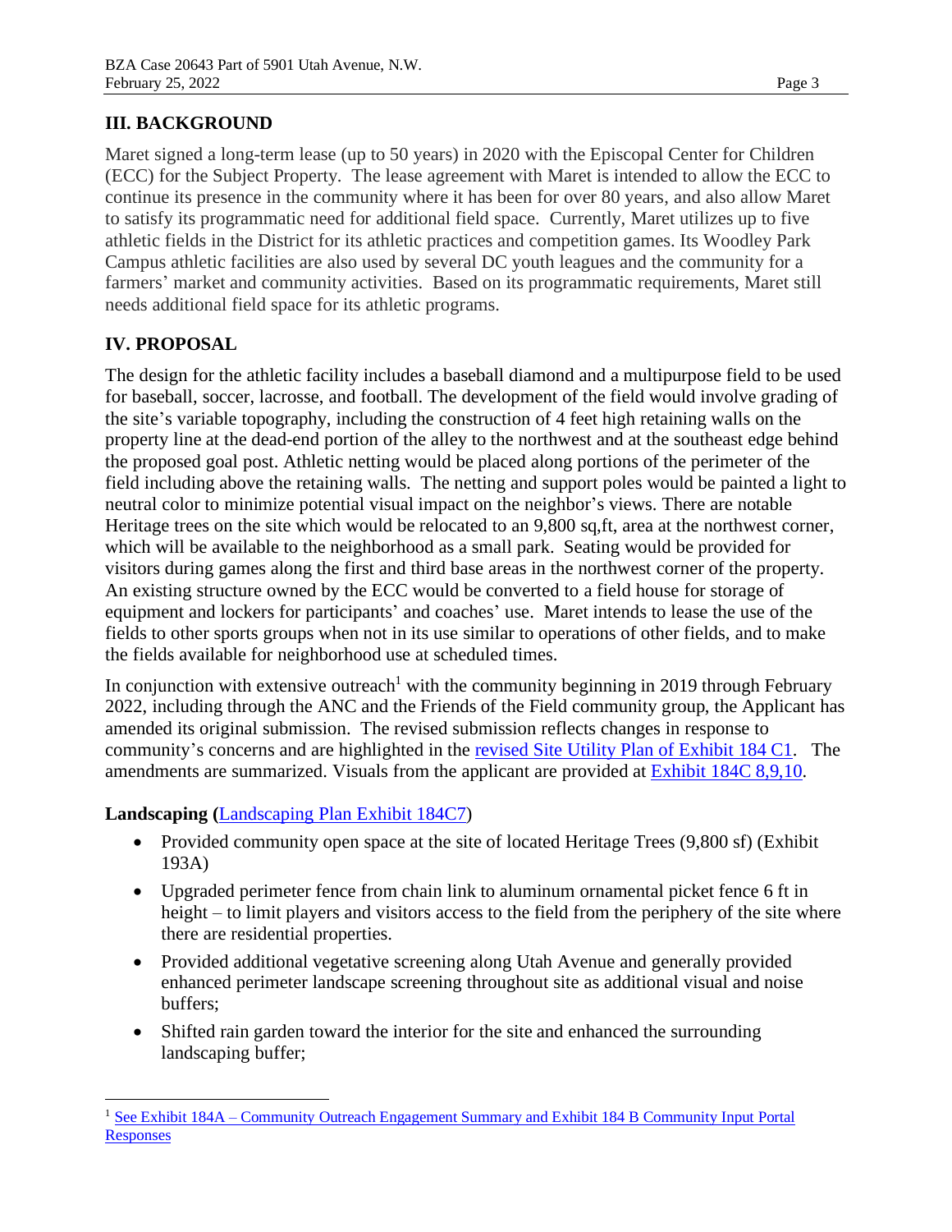## III. BACKGROUND

Maret signed a long-term lease (up to 50 years) in 2020 with the Episcopal Center for Children (ECC) for the Subject Property. The lease agreement with Maret is intended to allow the ECC to continue its presence in the community where it has been for over 80 years, and also allow Maret to satisfy its programmatic need for additional field space. Currently, Maret utilizes up to five athletic fields in the District for its athletic practices and competition games. Its Woodley Park Campus athletic facilities are also used by several DC youth leagues and the community for a farmers' market and community activities. Based on its programmatic requirements, Maret still needs additional field space for its athletic programs.

## IV. PROPOSAL

The design for the athletic facility includes a baseball diamond and a multipurpose field to be used for baseball, soccer, lacrosse, and football. The development of the field would involve grading of the site's variable topography, including the construction of 4 feet high retaining walls on the property line at the dead-end portion of the alley to the northwest and at the southeast edge behind the proposed goal post. Athletic netting would be placed along portions of the perimeter of the field including above the retaining walls. The netting and support poles would be painted a light to neutral color to minimize potential visual impact on the neighbor's views. There are notable Heritage trees on the site which would be relocated to an 9,800 sq,ft, area at the northwest corner, which will be available to the neighborhood as a small park. Seating would be provided for visitors during games along the first and third base areas in the northwest corner of the property. An existing structure owned by the ECC would be converted to a field house for storage of equipment and lockers for participants' and coaches' use. Maret intends to lease the use of the fields to other sports groups when not in its use similar to operations of other fields, and to make the fields available for neighborhood use at scheduled times.

In conjunction with extensive outreach[1] with the community beginning in 2019 through February 2022, including through the ANC and the Friends of the Field community group, the Applicant has amended its original submission. The revised submission reflects changes in response to community's concerns and are highlighted in the revised Site Utility Plan of Exhibit 184 C1. The amendments are summarized. Visuals from the applicant are provided at Exhibit 184C 8,9,10.

**Landscaping (**Landscaping Plan Exhibit 184C7)

- Provided community open space at the site of located Heritage Trees (9,800 sf) (Exhibit 193A)
- Upgraded perimeter fence from chain link to aluminum ornamental picket fence 6 ft in height – to limit players and visitors access to the field from the periphery of the site where there are residential properties.
- Provided additional vegetative screening along Utah Avenue and generally provided enhanced perimeter landscape screening throughout site as additional visual and noise buffers;
- Shifted rain garden toward the interior for the site and enhanced the surrounding landscaping buffer;

[1] See Exhibit 184A – Community Outreach Engagement Summary and Exhibit 184 B Community Input Portal Responses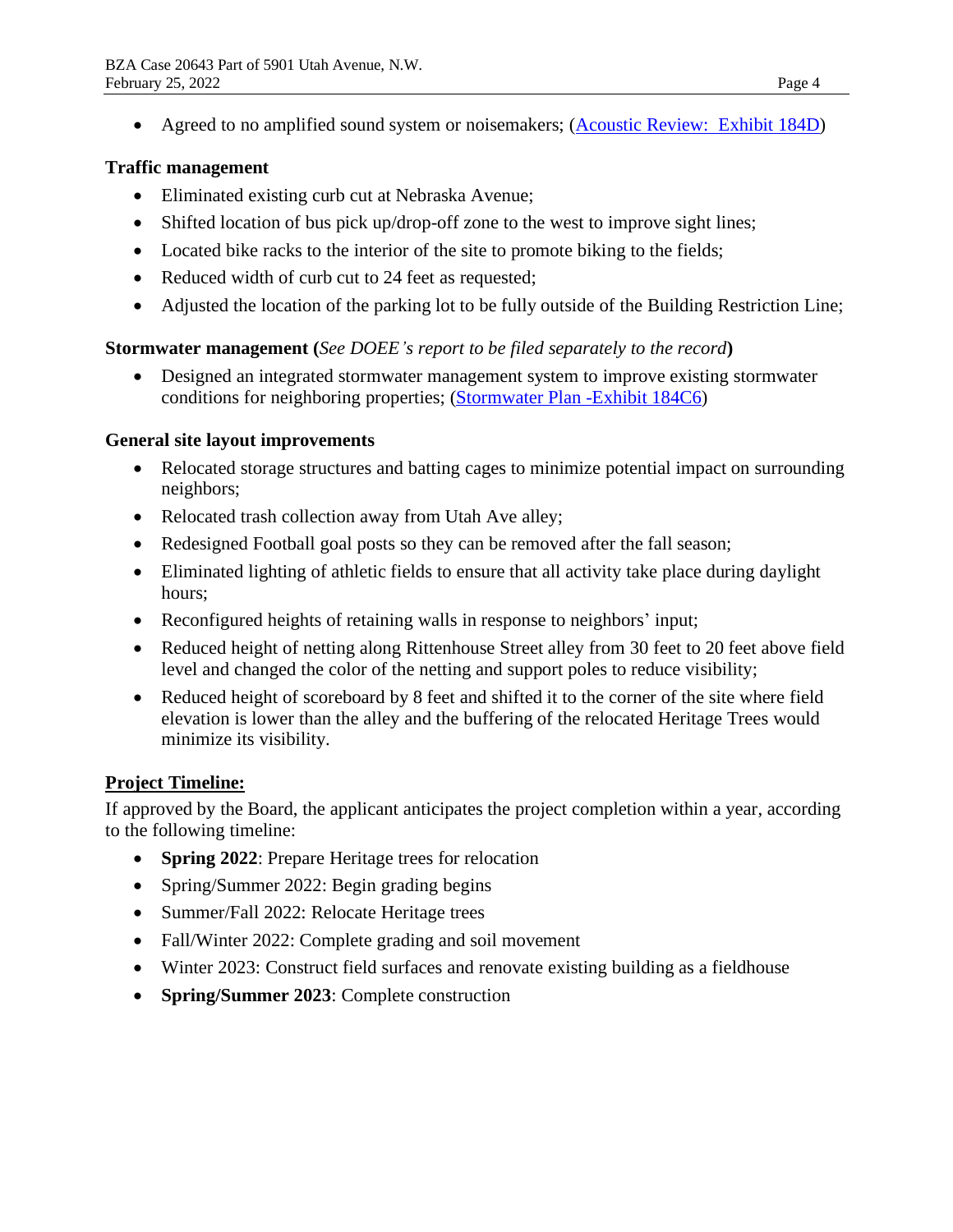- Agreed to no amplified sound system or noisemakers; ([Acoustic Review: Exhibit 184D](#))

**Traffic management**

- Eliminated existing curb cut at Nebraska Avenue;
- Shifted location of bus pick up/drop-off zone to the west to improve sight lines;
- Located bike racks to the interior of the site to promote biking to the fields;
- Reduced width of curb cut to 24 feet as requested;
- Adjusted the location of the parking lot to be fully outside of the Building Restriction Line;

**Stormwater management (***See DOEE's report to be filed separately to the record***)**

- Designed an integrated stormwater management system to improve existing stormwater conditions for neighboring properties; ([Stormwater Plan -Exhibit 184C6](#))

**General site layout improvements**

- Relocated storage structures and batting cages to minimize potential impact on surrounding neighbors;
- Relocated trash collection away from Utah Ave alley;
- Redesigned Football goal posts so they can be removed after the fall season;
- Eliminated lighting of athletic fields to ensure that all activity take place during daylight hours;
- Reconfigured heights of retaining walls in response to neighbors' input;
- Reduced height of netting along Rittenhouse Street alley from 30 feet to 20 feet above field level and changed the color of the netting and support poles to reduce visibility;
- Reduced height of scoreboard by 8 feet and shifted it to the corner of the site where field elevation is lower than the alley and the buffering of the relocated Heritage Trees would minimize its visibility.

**Project Timeline:**

If approved by the Board, the applicant anticipates the project completion within a year, according to the following timeline:

- **Spring 2022**: Prepare Heritage trees for relocation
- Spring/Summer 2022: Begin grading begins
- Summer/Fall 2022: Relocate Heritage trees
- Fall/Winter 2022: Complete grading and soil movement
- Winter 2023: Construct field surfaces and renovate existing building as a fieldhouse
- **Spring/Summer 2023**: Complete construction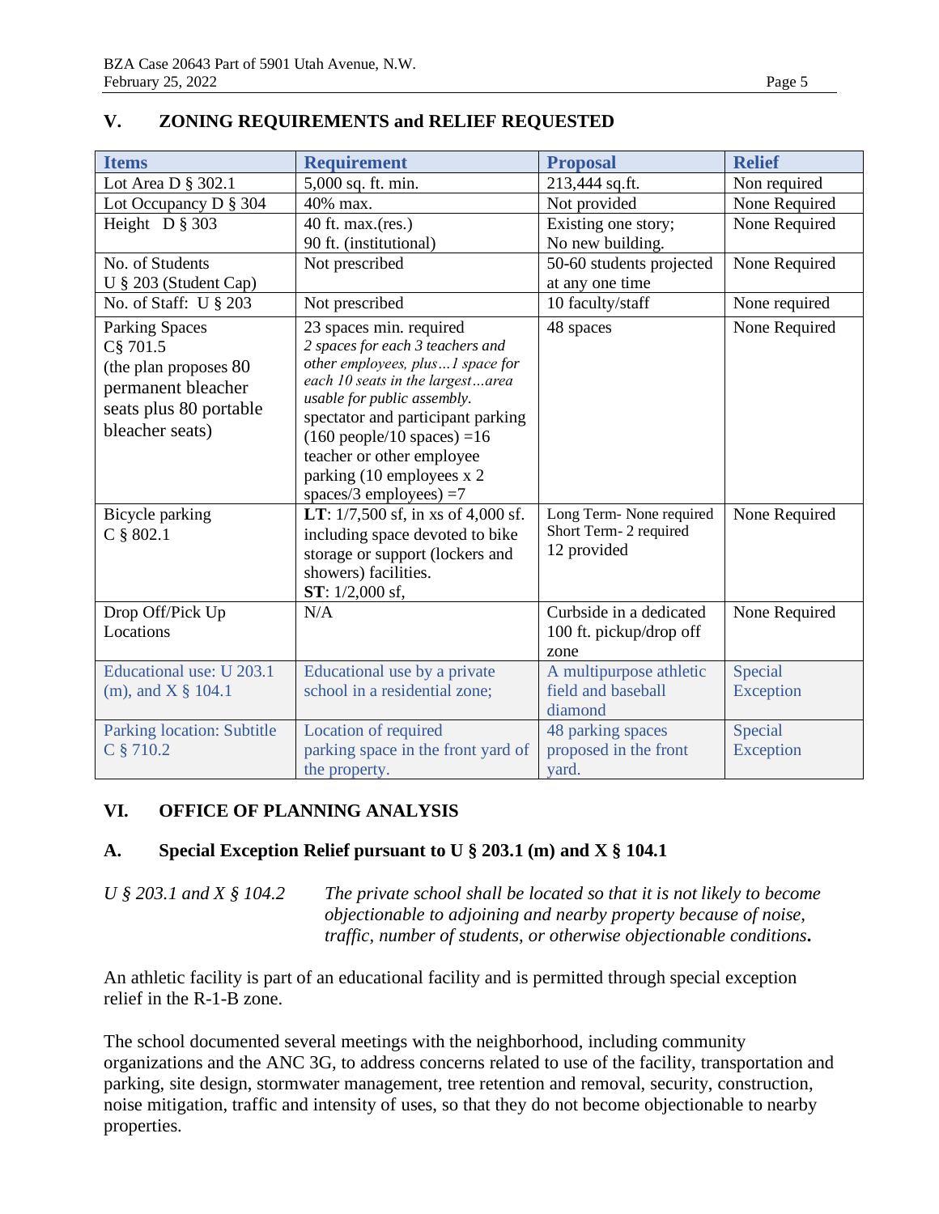## V. ZONING REQUIREMENTS and RELIEF REQUESTED

| Items | Requirement | Proposal | Relief |
|---|---|---|---|
| Lot Area D § 302.1 | 5,000 sq. ft. min. | 213,444 sq.ft. | Non required |
| Lot Occupancy D § 304 | 40% max. | Not provided | None Required |
| Height D § 303 | 40 ft. max.(res.)<br>90 ft. (institutional) | Existing one story;<br>No new building. | None Required |
| No. of Students<br>U § 203 (Student Cap) | Not prescribed | 50-60 students projected at any one time | None Required |
| No. of Staff: U § 203 | Not prescribed | 10 faculty/staff | None required |
| Parking Spaces<br>C§ 701.5<br>(the plan proposes 80 permanent bleacher seats plus 80 portable bleacher seats) | 23 spaces min. required<br>*2 spaces for each 3 teachers and other employees, plus…1 space for each 10 seats in the largest…area usable for public assembly.*<br>spectator and participant parking (160 people/10 spaces) =16<br>teacher or other employee parking (10 employees x 2 spaces/3 employees) =7 | 48 spaces | None Required |
| Bicycle parking<br>C § 802.1 | **LT**: 1/7,500 sf, in xs of 4,000 sf. including space devoted to bike storage or support (lockers and showers) facilities.<br>**ST**: 1/2,000 sf, | Long Term- None required<br>Short Term- 2 required<br>12 provided | None Required |
| Drop Off/Pick Up Locations | N/A | Curbside in a dedicated 100 ft. pickup/drop off zone | None Required |
| Educational use: U 203.1 (m), and X § 104.1 | Educational use by a private school in a residential zone; | A multipurpose athletic field and baseball diamond | Special Exception |
| Parking location: Subtitle C § 710.2 | Location of required parking space in the front yard of the property. | 48 parking spaces proposed in the front yard. | Special Exception |

## VI. OFFICE OF PLANNING ANALYSIS

### A. Special Exception Relief pursuant to U § 203.1 (m) and X § 104.1

*U § 203.1 and X § 104.2* — *The private school shall be located so that it is not likely to become objectionable to adjoining and nearby property because of noise, traffic, number of students, or otherwise objectionable conditions.*

An athletic facility is part of an educational facility and is permitted through special exception relief in the R-1-B zone.

The school documented several meetings with the neighborhood, including community organizations and the ANC 3G, to address concerns related to use of the facility, transportation and parking, site design, stormwater management, tree retention and removal, security, construction, noise mitigation, traffic and intensity of uses, so that they do not become objectionable to nearby properties.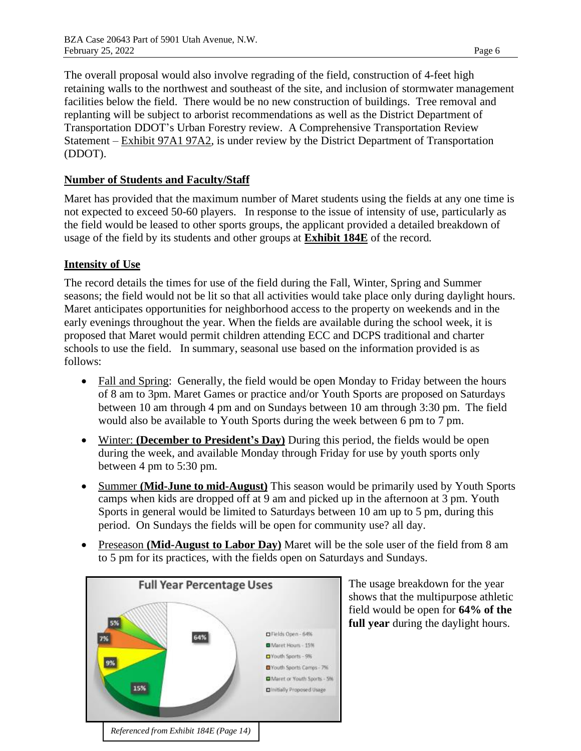The overall proposal would also involve regrading of the field, construction of 4-feet high retaining walls to the northwest and southeast of the site, and inclusion of stormwater management facilities below the field. There would be no new construction of buildings. Tree removal and replanting will be subject to arborist recommendations as well as the District Department of Transportation DDOT's Urban Forestry review. A Comprehensive Transportation Review Statement – Exhibit 97A1 97A2, is under review by the District Department of Transportation (DDOT).

## Number of Students and Faculty/Staff

Maret has provided that the maximum number of Maret students using the fields at any one time is not expected to exceed 50-60 players. In response to the issue of intensity of use, particularly as the field would be leased to other sports groups, the applicant provided a detailed breakdown of usage of the field by its students and other groups at **Exhibit 184E** of the record.

## Intensity of Use

The record details the times for use of the field during the Fall, Winter, Spring and Summer seasons; the field would not be lit so that all activities would take place only during daylight hours. Maret anticipates opportunities for neighborhood access to the property on weekends and in the early evenings throughout the year. When the fields are available during the school week, it is proposed that Maret would permit children attending ECC and DCPS traditional and charter schools to use the field. In summary, seasonal use based on the information provided is as follows:

- Fall and Spring: Generally, the field would be open Monday to Friday between the hours of 8 am to 3pm. Maret Games or practice and/or Youth Sports are proposed on Saturdays between 10 am through 4 pm and on Sundays between 10 am through 3:30 pm. The field would also be available to Youth Sports during the week between 6 pm to 7 pm.
- Winter: **(December to President's Day)** During this period, the fields would be open during the week, and available Monday through Friday for use by youth sports only between 4 pm to 5:30 pm.
- Summer **(Mid-June to mid-August)** This season would be primarily used by Youth Sports camps when kids are dropped off at 9 am and picked up in the afternoon at 3 pm. Youth Sports in general would be limited to Saturdays between 10 am up to 5 pm, during this period. On Sundays the fields will be open for community use? all day.
- Preseason **(Mid-August to Labor Day)** Maret will be the sole user of the field from 8 am to 5 pm for its practices, with the fields open on Saturdays and Sundays.

**Full Year Percentage Uses**

- Fields Open - 64%
- Maret Hours - 15%
- Youth Sports - 9%
- Youth Sports Camps - 7%
- Maret or Youth Sports - 5%
- Initially Proposed Usage

*Referenced from Exhibit 184E (Page 14)*

The usage breakdown for the year shows that the multipurpose athletic field would be open for **64% of the full year** during the daylight hours.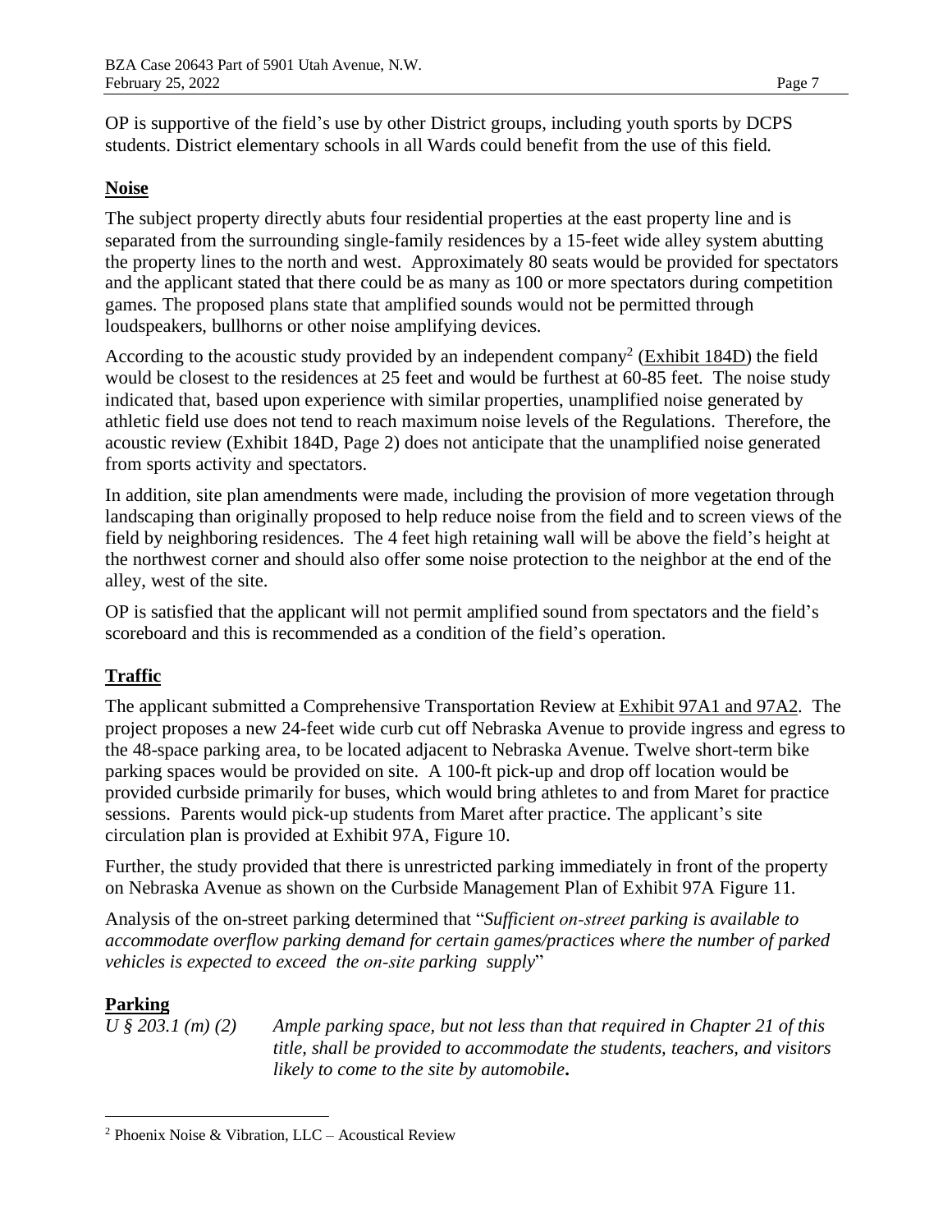OP is supportive of the field's use by other District groups, including youth sports by DCPS students. District elementary schools in all Wards could benefit from the use of this field.

**Noise**

The subject property directly abuts four residential properties at the east property line and is separated from the surrounding single-family residences by a 15-feet wide alley system abutting the property lines to the north and west. Approximately 80 seats would be provided for spectators and the applicant stated that there could be as many as 100 or more spectators during competition games. The proposed plans state that amplified sounds would not be permitted through loudspeakers, bullhorns or other noise amplifying devices.

According to the acoustic study provided by an independent company[2] (Exhibit 184D) the field would be closest to the residences at 25 feet and would be furthest at 60-85 feet. The noise study indicated that, based upon experience with similar properties, unamplified noise generated by athletic field use does not tend to reach maximum noise levels of the Regulations. Therefore, the acoustic review (Exhibit 184D, Page 2) does not anticipate that the unamplified noise generated from sports activity and spectators.

In addition, site plan amendments were made, including the provision of more vegetation through landscaping than originally proposed to help reduce noise from the field and to screen views of the field by neighboring residences. The 4 feet high retaining wall will be above the field's height at the northwest corner and should also offer some noise protection to the neighbor at the end of the alley, west of the site.

OP is satisfied that the applicant will not permit amplified sound from spectators and the field's scoreboard and this is recommended as a condition of the field's operation.

**Traffic**

The applicant submitted a Comprehensive Transportation Review at Exhibit 97A1 and 97A2. The project proposes a new 24-feet wide curb cut off Nebraska Avenue to provide ingress and egress to the 48-space parking area, to be located adjacent to Nebraska Avenue. Twelve short-term bike parking spaces would be provided on site. A 100-ft pick-up and drop off location would be provided curbside primarily for buses, which would bring athletes to and from Maret for practice sessions. Parents would pick-up students from Maret after practice. The applicant's site circulation plan is provided at Exhibit 97A, Figure 10.

Further, the study provided that there is unrestricted parking immediately in front of the property on Nebraska Avenue as shown on the Curbside Management Plan of Exhibit 97A Figure 11.

Analysis of the on-street parking determined that "*Sufficient on-street parking is available to accommodate overflow parking demand for certain games/practices where the number of parked vehicles is expected to exceed the on-site parking supply*"

**Parking**

*U § 203.1 (m) (2)* *Ample parking space, but not less than that required in Chapter 21 of this title, shall be provided to accommodate the students, teachers, and visitors likely to come to the site by automobile***.**

---

[2] Phoenix Noise & Vibration, LLC – Acoustical Review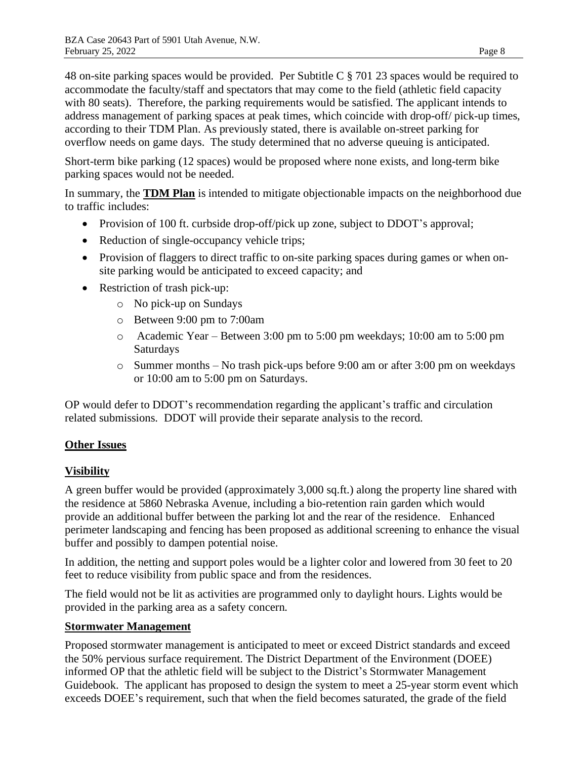48 on-site parking spaces would be provided. Per Subtitle C § 701 23 spaces would be required to accommodate the faculty/staff and spectators that may come to the field (athletic field capacity with 80 seats). Therefore, the parking requirements would be satisfied. The applicant intends to address management of parking spaces at peak times, which coincide with drop-off/ pick-up times, according to their TDM Plan. As previously stated, there is available on-street parking for overflow needs on game days. The study determined that no adverse queuing is anticipated.

Short-term bike parking (12 spaces) would be proposed where none exists, and long-term bike parking spaces would not be needed.

In summary, the **TDM Plan** is intended to mitigate objectionable impacts on the neighborhood due to traffic includes:

- Provision of 100 ft. curbside drop-off/pick up zone, subject to DDOT's approval;
- Reduction of single-occupancy vehicle trips;
- Provision of flaggers to direct traffic to on-site parking spaces during games or when on-site parking would be anticipated to exceed capacity; and
- Restriction of trash pick-up:
  - No pick-up on Sundays
  - Between 9:00 pm to 7:00am
  - Academic Year – Between 3:00 pm to 5:00 pm weekdays; 10:00 am to 5:00 pm Saturdays
  - Summer months – No trash pick-ups before 9:00 am or after 3:00 pm on weekdays or 10:00 am to 5:00 pm on Saturdays.

OP would defer to DDOT's recommendation regarding the applicant's traffic and circulation related submissions. DDOT will provide their separate analysis to the record.

## Other Issues

### Visibility

A green buffer would be provided (approximately 3,000 sq.ft.) along the property line shared with the residence at 5860 Nebraska Avenue, including a bio-retention rain garden which would provide an additional buffer between the parking lot and the rear of the residence. Enhanced perimeter landscaping and fencing has been proposed as additional screening to enhance the visual buffer and possibly to dampen potential noise.

In addition, the netting and support poles would be a lighter color and lowered from 30 feet to 20 feet to reduce visibility from public space and from the residences.

The field would not be lit as activities are programmed only to daylight hours. Lights would be provided in the parking area as a safety concern.

### Stormwater Management

Proposed stormwater management is anticipated to meet or exceed District standards and exceed the 50% pervious surface requirement. The District Department of the Environment (DOEE) informed OP that the athletic field will be subject to the District's Stormwater Management Guidebook. The applicant has proposed to design the system to meet a 25-year storm event which exceeds DOEE's requirement, such that when the field becomes saturated, the grade of the field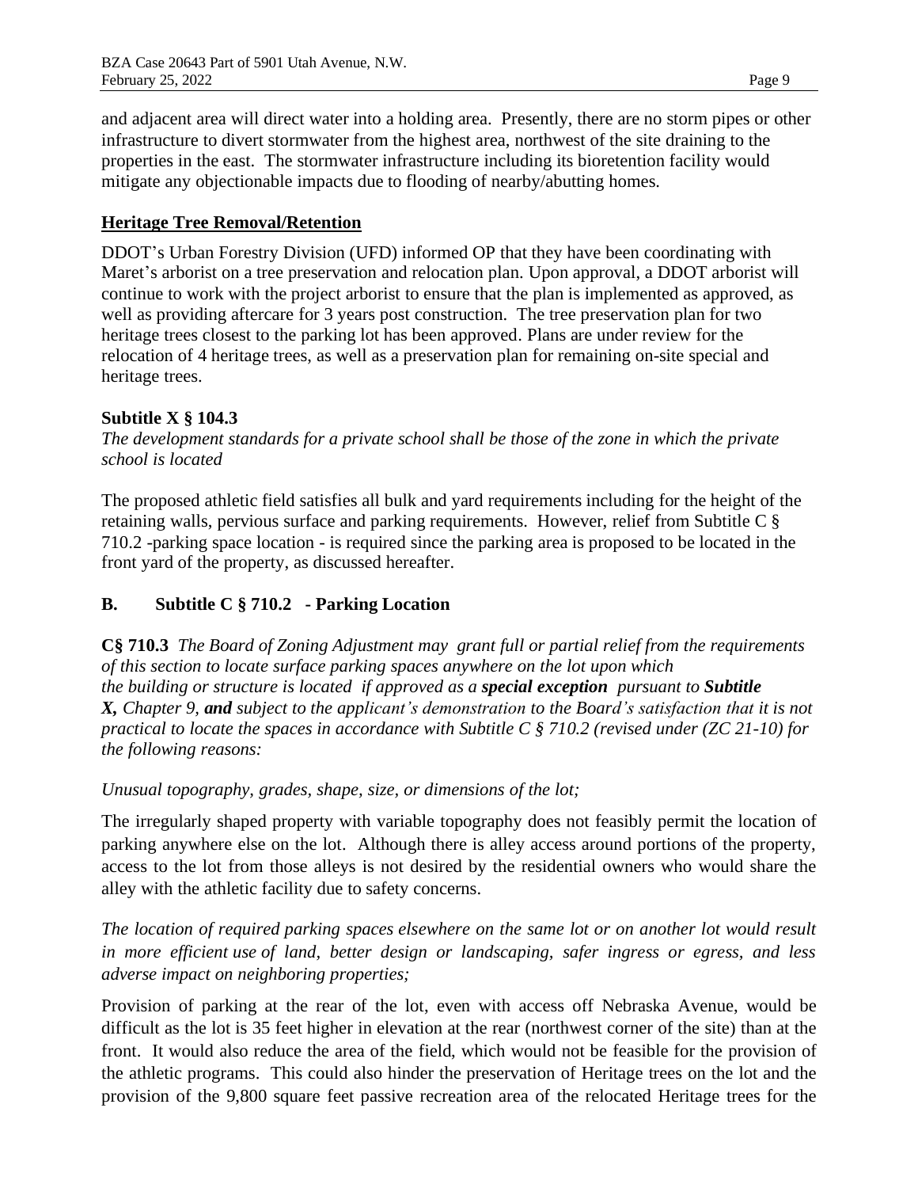and adjacent area will direct water into a holding area. Presently, there are no storm pipes or other infrastructure to divert stormwater from the highest area, northwest of the site draining to the properties in the east. The stormwater infrastructure including its bioretention facility would mitigate any objectionable impacts due to flooding of nearby/abutting homes.

**Heritage Tree Removal/Retention**

DDOT's Urban Forestry Division (UFD) informed OP that they have been coordinating with Maret's arborist on a tree preservation and relocation plan. Upon approval, a DDOT arborist will continue to work with the project arborist to ensure that the plan is implemented as approved, as well as providing aftercare for 3 years post construction. The tree preservation plan for two heritage trees closest to the parking lot has been approved. Plans are under review for the relocation of 4 heritage trees, as well as a preservation plan for remaining on-site special and heritage trees.

**Subtitle X § 104.3**

*The development standards for a private school shall be those of the zone in which the private school is located*

The proposed athletic field satisfies all bulk and yard requirements including for the height of the retaining walls, pervious surface and parking requirements. However, relief from Subtitle C § 710.2 -parking space location - is required since the parking area is proposed to be located in the front yard of the property, as discussed hereafter.

## B. Subtitle C § 710.2 - Parking Location

**C§ 710.3** *The Board of Zoning Adjustment may grant full or partial relief from the requirements of this section to locate surface parking spaces anywhere on the lot upon which the building or structure is located if approved as a* ***special exception*** *pursuant to* ***Subtitle X,*** *Chapter 9,* ***and*** *subject to the applicant's demonstration to the Board's satisfaction that it is not practical to locate the spaces in accordance with Subtitle C § 710.2 (revised under (ZC 21-10) for the following reasons:*

*Unusual topography, grades, shape, size, or dimensions of the lot;*

The irregularly shaped property with variable topography does not feasibly permit the location of parking anywhere else on the lot. Although there is alley access around portions of the property, access to the lot from those alleys is not desired by the residential owners who would share the alley with the athletic facility due to safety concerns.

*The location of required parking spaces elsewhere on the same lot or on another lot would result in more efficient use of land, better design or landscaping, safer ingress or egress, and less adverse impact on neighboring properties;*

Provision of parking at the rear of the lot, even with access off Nebraska Avenue, would be difficult as the lot is 35 feet higher in elevation at the rear (northwest corner of the site) than at the front. It would also reduce the area of the field, which would not be feasible for the provision of the athletic programs. This could also hinder the preservation of Heritage trees on the lot and the provision of the 9,800 square feet passive recreation area of the relocated Heritage trees for the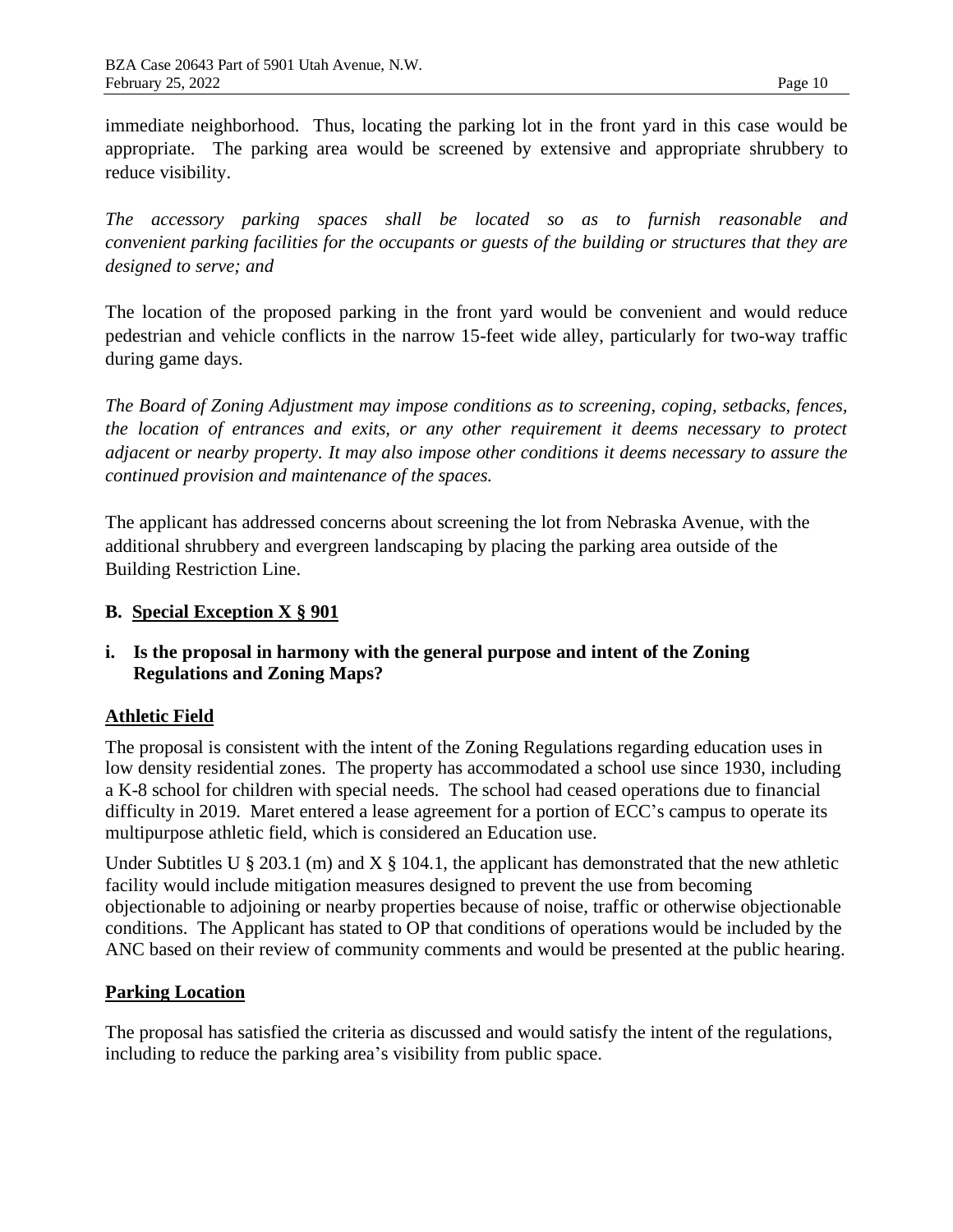immediate neighborhood. Thus, locating the parking lot in the front yard in this case would be appropriate. The parking area would be screened by extensive and appropriate shrubbery to reduce visibility.

*The accessory parking spaces shall be located so as to furnish reasonable and convenient parking facilities for the occupants or guests of the building or structures that they are designed to serve; and*

The location of the proposed parking in the front yard would be convenient and would reduce pedestrian and vehicle conflicts in the narrow 15-feet wide alley, particularly for two-way traffic during game days.

*The Board of Zoning Adjustment may impose conditions as to screening, coping, setbacks, fences, the location of entrances and exits, or any other requirement it deems necessary to protect adjacent or nearby property. It may also impose other conditions it deems necessary to assure the continued provision and maintenance of the spaces.*

The applicant has addressed concerns about screening the lot from Nebraska Avenue, with the additional shrubbery and evergreen landscaping by placing the parking area outside of the Building Restriction Line.

### B. <u>Special Exception X § 901</u>

#### i. Is the proposal in harmony with the general purpose and intent of the Zoning Regulations and Zoning Maps?

**<u>Athletic Field</u>**

The proposal is consistent with the intent of the Zoning Regulations regarding education uses in low density residential zones. The property has accommodated a school use since 1930, including a K-8 school for children with special needs. The school had ceased operations due to financial difficulty in 2019. Maret entered a lease agreement for a portion of ECC's campus to operate its multipurpose athletic field, which is considered an Education use.

Under Subtitles U § 203.1 (m) and X § 104.1, the applicant has demonstrated that the new athletic facility would include mitigation measures designed to prevent the use from becoming objectionable to adjoining or nearby properties because of noise, traffic or otherwise objectionable conditions. The Applicant has stated to OP that conditions of operations would be included by the ANC based on their review of community comments and would be presented at the public hearing.

**<u>Parking Location</u>**

The proposal has satisfied the criteria as discussed and would satisfy the intent of the regulations, including to reduce the parking area's visibility from public space.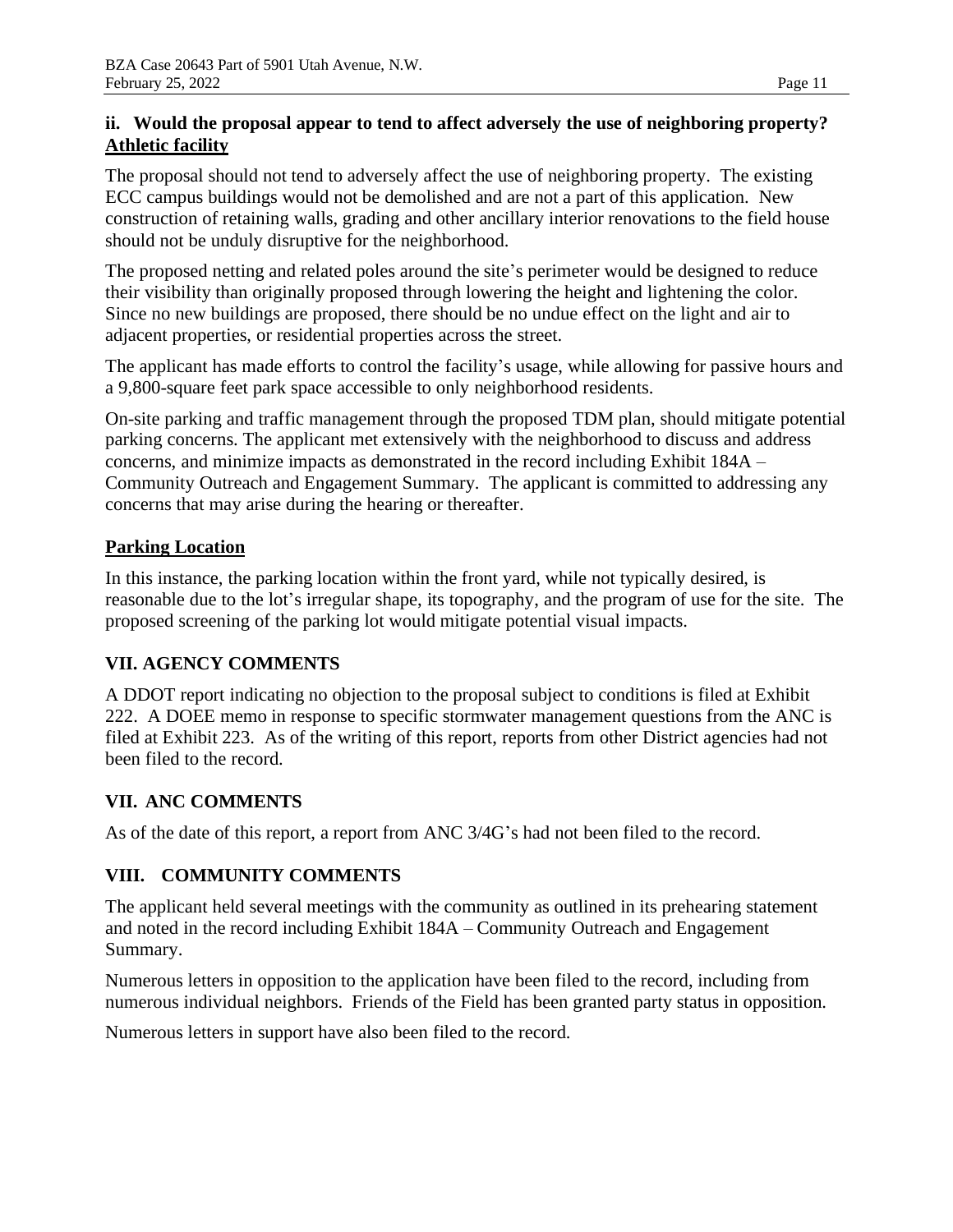### ii. Would the proposal appear to tend to affect adversely the use of neighboring property?

**Athletic facility**

The proposal should not tend to adversely affect the use of neighboring property. The existing ECC campus buildings would not be demolished and are not a part of this application. New construction of retaining walls, grading and other ancillary interior renovations to the field house should not be unduly disruptive for the neighborhood.

The proposed netting and related poles around the site's perimeter would be designed to reduce their visibility than originally proposed through lowering the height and lightening the color. Since no new buildings are proposed, there should be no undue effect on the light and air to adjacent properties, or residential properties across the street.

The applicant has made efforts to control the facility's usage, while allowing for passive hours and a 9,800-square feet park space accessible to only neighborhood residents.

On-site parking and traffic management through the proposed TDM plan, should mitigate potential parking concerns. The applicant met extensively with the neighborhood to discuss and address concerns, and minimize impacts as demonstrated in the record including Exhibit 184A – Community Outreach and Engagement Summary. The applicant is committed to addressing any concerns that may arise during the hearing or thereafter.

**Parking Location**

In this instance, the parking location within the front yard, while not typically desired, is reasonable due to the lot's irregular shape, its topography, and the program of use for the site. The proposed screening of the parking lot would mitigate potential visual impacts.

## VII. AGENCY COMMENTS

A DDOT report indicating no objection to the proposal subject to conditions is filed at Exhibit 222. A DOEE memo in response to specific stormwater management questions from the ANC is filed at Exhibit 223. As of the writing of this report, reports from other District agencies had not been filed to the record.

## VII. ANC COMMENTS

As of the date of this report, a report from ANC 3/4G's had not been filed to the record.

## VIII. COMMUNITY COMMENTS

The applicant held several meetings with the community as outlined in its prehearing statement and noted in the record including Exhibit 184A – Community Outreach and Engagement Summary.

Numerous letters in opposition to the application have been filed to the record, including from numerous individual neighbors. Friends of the Field has been granted party status in opposition.

Numerous letters in support have also been filed to the record.